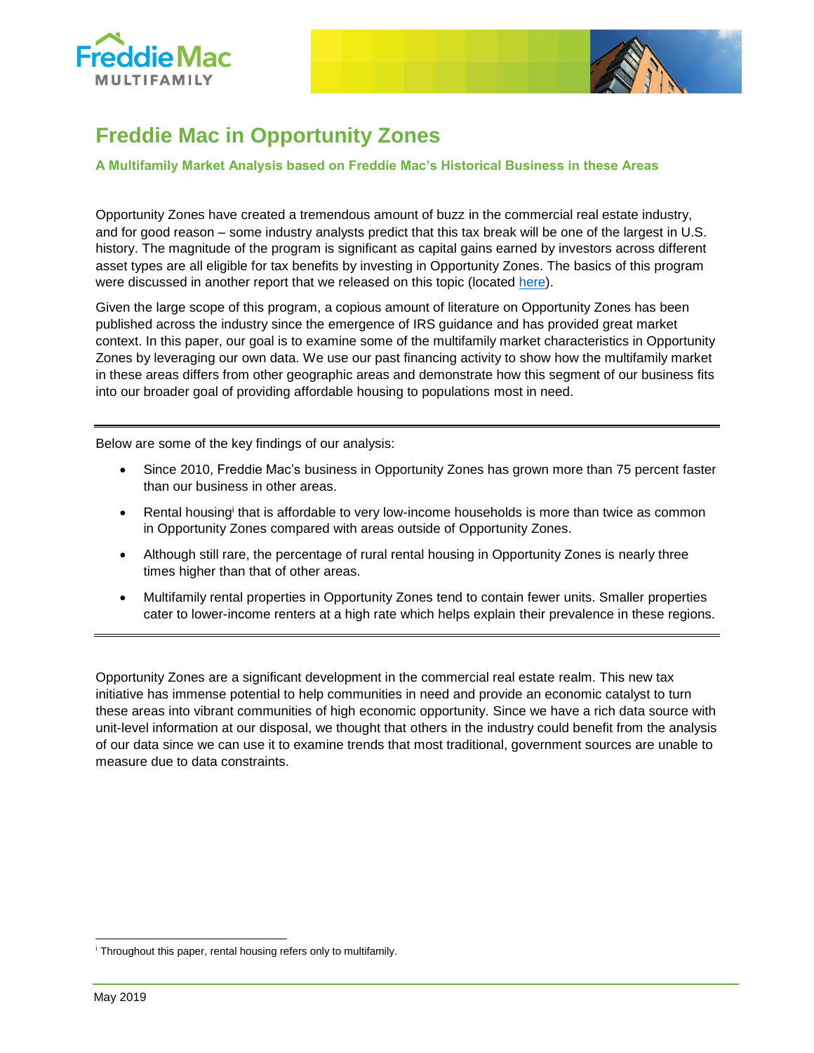# Freddie Mac in Opportunity Zones

### A Multifamily Market Analysis based on Freddie Mac's Historical Business in these Areas

Opportunity Zones have created a tremendous amount of buzz in the commercial real estate industry, and for good reason – some industry analysts predict that this tax break will be one of the largest in U.S. history. The magnitude of the program is significant as capital gains earned by investors across different asset types are all eligible for tax benefits by investing in Opportunity Zones. The basics of this program were discussed in another report that we released on this topic (located here).

Given the large scope of this program, a copious amount of literature on Opportunity Zones has been published across the industry since the emergence of IRS guidance and has provided great market context. In this paper, our goal is to examine some of the multifamily market characteristics in Opportunity Zones by leveraging our own data. We use our past financing activity to show how the multifamily market in these areas differs from other geographic areas and demonstrate how this segment of our business fits into our broader goal of providing affordable housing to populations most in need.

---

Below are some of the key findings of our analysis:

- Since 2010, Freddie Mac's business in Opportunity Zones has grown more than 75 percent faster than our business in other areas.
- Rental housing[i] that is affordable to very low-income households is more than twice as common in Opportunity Zones compared with areas outside of Opportunity Zones.
- Although still rare, the percentage of rural rental housing in Opportunity Zones is nearly three times higher than that of other areas.
- Multifamily rental properties in Opportunity Zones tend to contain fewer units. Smaller properties cater to lower-income renters at a high rate which helps explain their prevalence in these regions.

---

Opportunity Zones are a significant development in the commercial real estate realm. This new tax initiative has immense potential to help communities in need and provide an economic catalyst to turn these areas into vibrant communities of high economic opportunity. Since we have a rich data source with unit-level information at our disposal, we thought that others in the industry could benefit from the analysis of our data since we can use it to examine trends that most traditional, government sources are unable to measure due to data constraints.

---

[i] Throughout this paper, rental housing refers only to multifamily.

May 2019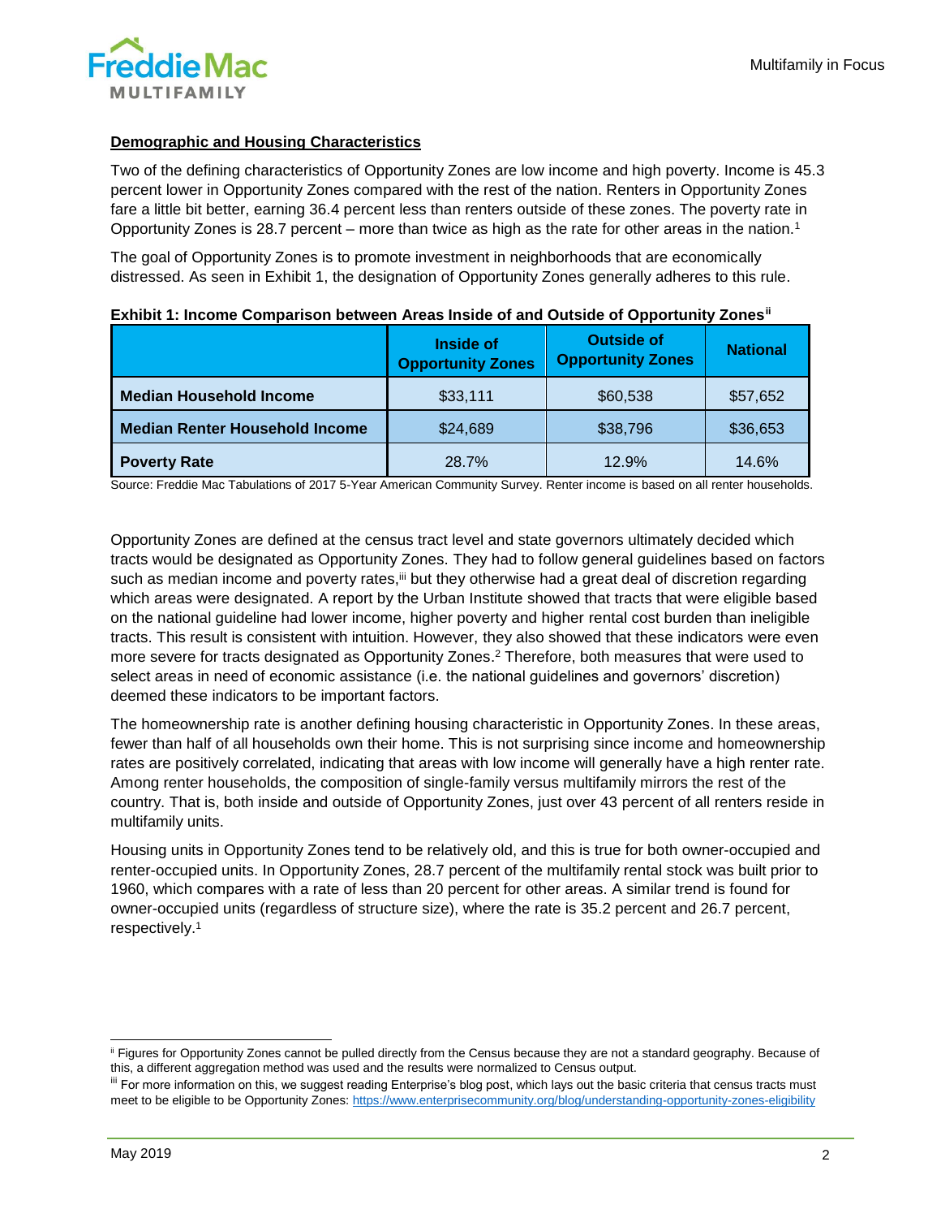## Demographic and Housing Characteristics

Two of the defining characteristics of Opportunity Zones are low income and high poverty. Income is 45.3 percent lower in Opportunity Zones compared with the rest of the nation. Renters in Opportunity Zones fare a little bit better, earning 36.4 percent less than renters outside of these zones. The poverty rate in Opportunity Zones is 28.7 percent – more than twice as high as the rate for other areas in the nation.[1]

The goal of Opportunity Zones is to promote investment in neighborhoods that are economically distressed. As seen in Exhibit 1, the designation of Opportunity Zones generally adheres to this rule.

**Exhibit 1: Income Comparison between Areas Inside of and Outside of Opportunity Zones[ii]**

| | Inside of Opportunity Zones | Outside of Opportunity Zones | National |
|---|---|---|---|
| **Median Household Income** | $33,111 | $60,538 | $57,652 |
| **Median Renter Household Income** | $24,689 | $38,796 | $36,653 |
| **Poverty Rate** | 28.7% | 12.9% | 14.6% |

Source: Freddie Mac Tabulations of 2017 5-Year American Community Survey. Renter income is based on all renter households.

Opportunity Zones are defined at the census tract level and state governors ultimately decided which tracts would be designated as Opportunity Zones. They had to follow general guidelines based on factors such as median income and poverty rates,[iii] but they otherwise had a great deal of discretion regarding which areas were designated. A report by the Urban Institute showed that tracts that were eligible based on the national guideline had lower income, higher poverty and higher rental cost burden than ineligible tracts. This result is consistent with intuition. However, they also showed that these indicators were even more severe for tracts designated as Opportunity Zones.[2] Therefore, both measures that were used to select areas in need of economic assistance (i.e. the national guidelines and governors' discretion) deemed these indicators to be important factors.

The homeownership rate is another defining housing characteristic in Opportunity Zones. In these areas, fewer than half of all households own their home. This is not surprising since income and homeownership rates are positively correlated, indicating that areas with low income will generally have a high renter rate. Among renter households, the composition of single-family versus multifamily mirrors the rest of the country. That is, both inside and outside of Opportunity Zones, just over 43 percent of all renters reside in multifamily units.

Housing units in Opportunity Zones tend to be relatively old, and this is true for both owner-occupied and renter-occupied units. In Opportunity Zones, 28.7 percent of the multifamily rental stock was built prior to 1960, which compares with a rate of less than 20 percent for other areas. A similar trend is found for owner-occupied units (regardless of structure size), where the rate is 35.2 percent and 26.7 percent, respectively.[1]

---

[ii] Figures for Opportunity Zones cannot be pulled directly from the Census because they are not a standard geography. Because of this, a different aggregation method was used and the results were normalized to Census output.

[iii] For more information on this, we suggest reading Enterprise's blog post, which lays out the basic criteria that census tracts must meet to be eligible to be Opportunity Zones: https://www.enterprisecommunity.org/blog/understanding-opportunity-zones-eligibility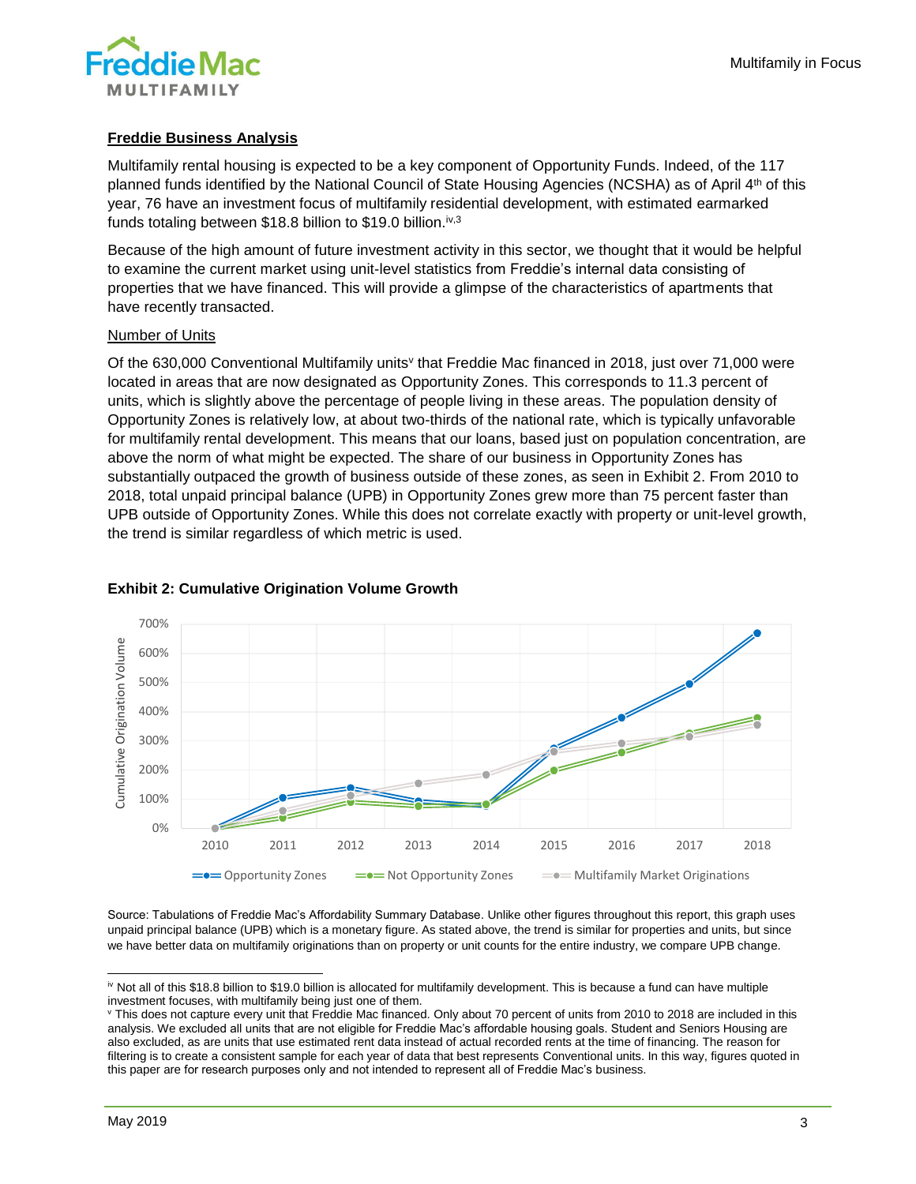### Freddie Business Analysis

Multifamily rental housing is expected to be a key component of Opportunity Funds. Indeed, of the 117 planned funds identified by the National Council of State Housing Agencies (NCSHA) as of April 4th of this year, 76 have an investment focus of multifamily residential development, with estimated earmarked funds totaling between $18.8 billion to $19.0 billion.[iv,3]

Because of the high amount of future investment activity in this sector, we thought that it would be helpful to examine the current market using unit-level statistics from Freddie's internal data consisting of properties that we have financed. This will provide a glimpse of the characteristics of apartments that have recently transacted.

#### Number of Units

Of the 630,000 Conventional Multifamily units[v] that Freddie Mac financed in 2018, just over 71,000 were located in areas that are now designated as Opportunity Zones. This corresponds to 11.3 percent of units, which is slightly above the percentage of people living in these areas. The population density of Opportunity Zones is relatively low, at about two-thirds of the national rate, which is typically unfavorable for multifamily rental development. This means that our loans, based just on population concentration, are above the norm of what might be expected. The share of our business in Opportunity Zones has substantially outpaced the growth of business outside of these zones, as seen in Exhibit 2. From 2010 to 2018, total unpaid principal balance (UPB) in Opportunity Zones grew more than 75 percent faster than UPB outside of Opportunity Zones. While this does not correlate exactly with property or unit-level growth, the trend is similar regardless of which metric is used.

**Exhibit 2: Cumulative Origination Volume Growth**

Source: Tabulations of Freddie Mac's Affordability Summary Database. Unlike other figures throughout this report, this graph uses unpaid principal balance (UPB) which is a monetary figure. As stated above, the trend is similar for properties and units, but since we have better data on multifamily originations than on property or unit counts for the entire industry, we compare UPB change.

---

[iv] Not all of this $18.8 billion to $19.0 billion is allocated for multifamily development. This is because a fund can have multiple investment focuses, with multifamily being just one of them.

[v] This does not capture every unit that Freddie Mac financed. Only about 70 percent of units from 2010 to 2018 are included in this analysis. We excluded all units that are not eligible for Freddie Mac's affordable housing goals. Student and Seniors Housing are also excluded, as are units that use estimated rent data instead of actual recorded rents at the time of financing. The reason for filtering is to create a consistent sample for each year of data that best represents Conventional units. In this way, figures quoted in this paper are for research purposes only and not intended to represent all of Freddie Mac's business.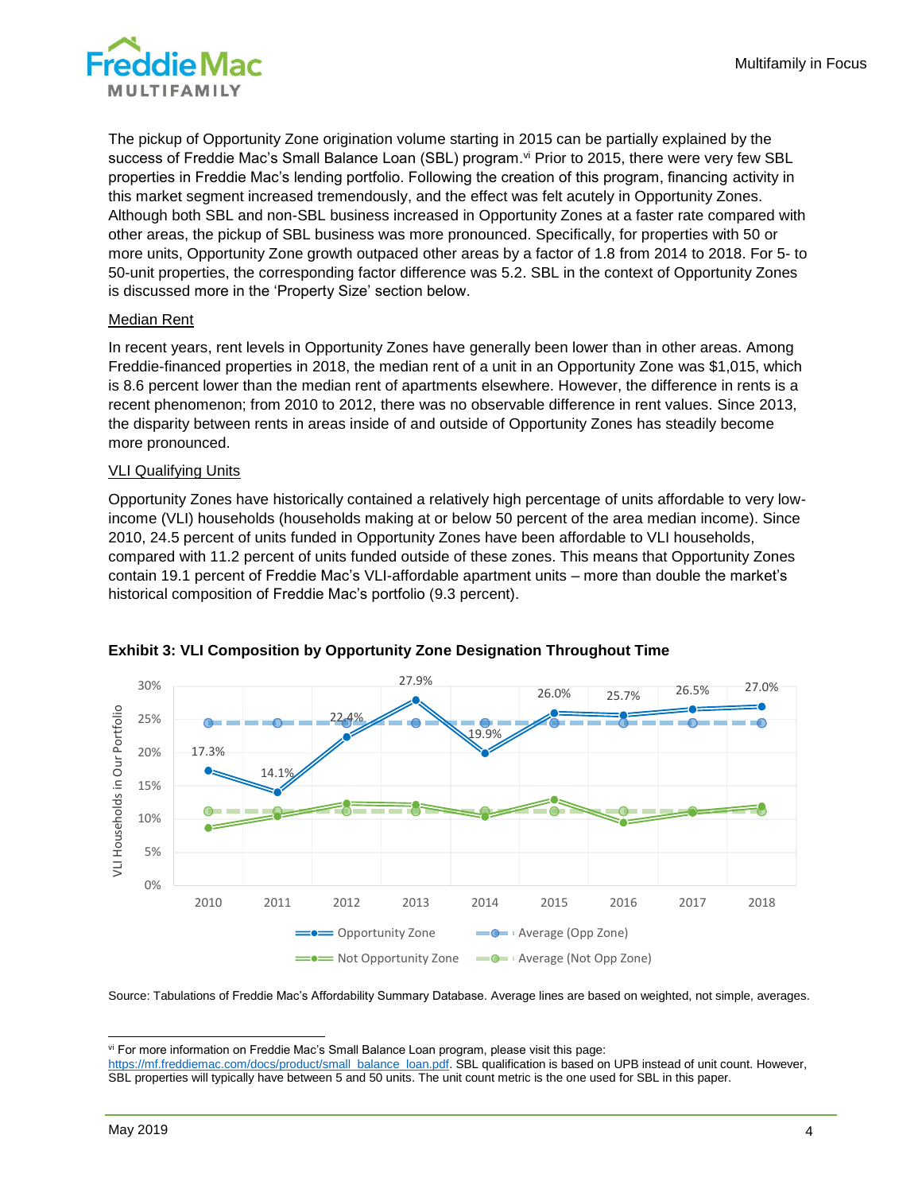The pickup of Opportunity Zone origination volume starting in 2015 can be partially explained by the success of Freddie Mac's Small Balance Loan (SBL) program.[vi] Prior to 2015, there were very few SBL properties in Freddie Mac's lending portfolio. Following the creation of this program, financing activity in this market segment increased tremendously, and the effect was felt acutely in Opportunity Zones. Although both SBL and non-SBL business increased in Opportunity Zones at a faster rate compared with other areas, the pickup of SBL business was more pronounced. Specifically, for properties with 50 or more units, Opportunity Zone growth outpaced other areas by a factor of 1.8 from 2014 to 2018. For 5- to 50-unit properties, the corresponding factor difference was 5.2. SBL in the context of Opportunity Zones is discussed more in the 'Property Size' section below.

Median Rent

In recent years, rent levels in Opportunity Zones have generally been lower than in other areas. Among Freddie-financed properties in 2018, the median rent of a unit in an Opportunity Zone was $1,015, which is 8.6 percent lower than the median rent of apartments elsewhere. However, the difference in rents is a recent phenomenon; from 2010 to 2012, there was no observable difference in rent values. Since 2013, the disparity between rents in areas inside of and outside of Opportunity Zones has steadily become more pronounced.

VLI Qualifying Units

Opportunity Zones have historically contained a relatively high percentage of units affordable to very low-income (VLI) households (households making at or below 50 percent of the area median income). Since 2010, 24.5 percent of units funded in Opportunity Zones have been affordable to VLI households, compared with 11.2 percent of units funded outside of these zones. This means that Opportunity Zones contain 19.1 percent of Freddie Mac's VLI-affordable apartment units – more than double the market's historical composition of Freddie Mac's portfolio (9.3 percent).

**Exhibit 3: VLI Composition by Opportunity Zone Designation Throughout Time**

| Year | Opportunity Zone |
|---|---|
| 2010 | 17.3% |
| 2011 | 14.1% |
| 2012 | 22.4% |
| 2013 | 27.9% |
| 2014 | 19.9% |
| 2015 | 26.0% |
| 2016 | 25.7% |
| 2017 | 26.5% |
| 2018 | 27.0% |

Source: Tabulations of Freddie Mac's Affordability Summary Database. Average lines are based on weighted, not simple, averages.

---

[vi] For more information on Freddie Mac's Small Balance Loan program, please visit this page: https://mf.freddiemac.com/docs/product/small_balance_loan.pdf. SBL qualification is based on UPB instead of unit count. However, SBL properties will typically have between 5 and 50 units. The unit count metric is the one used for SBL in this paper.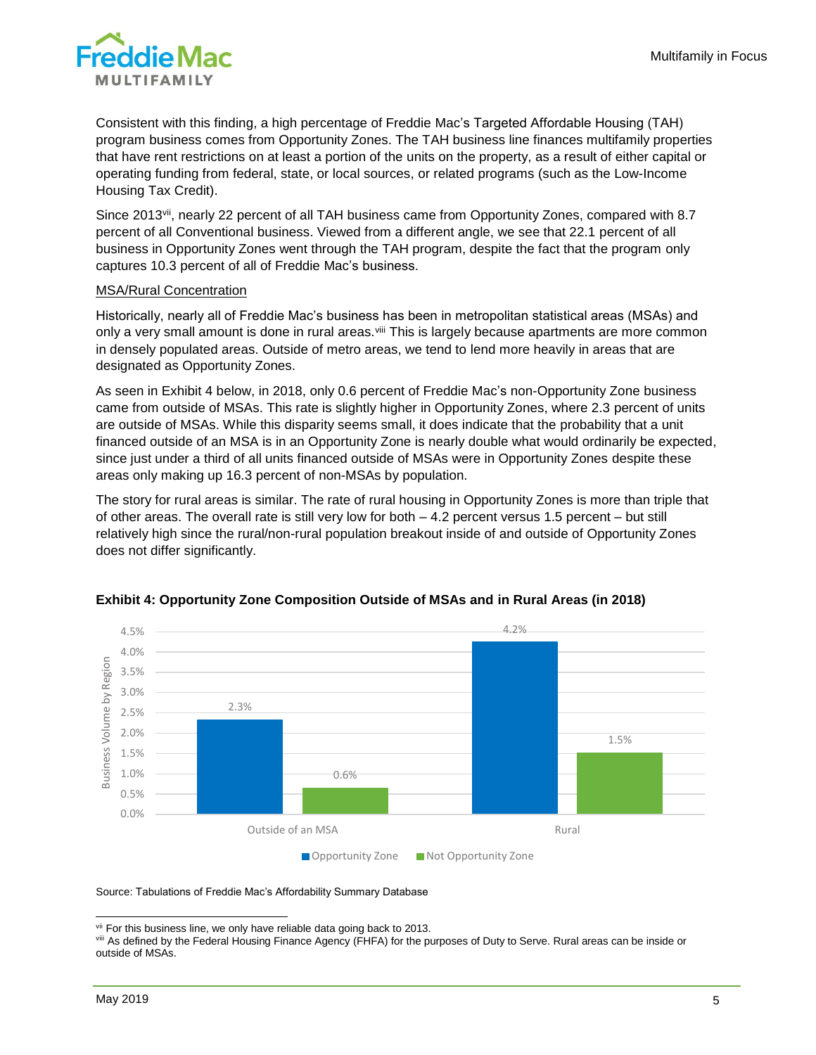Consistent with this finding, a high percentage of Freddie Mac's Targeted Affordable Housing (TAH) program business comes from Opportunity Zones. The TAH business line finances multifamily properties that have rent restrictions on at least a portion of the units on the property, as a result of either capital or operating funding from federal, state, or local sources, or related programs (such as the Low-Income Housing Tax Credit).

Since 2013[vii], nearly 22 percent of all TAH business came from Opportunity Zones, compared with 8.7 percent of all Conventional business. Viewed from a different angle, we see that 22.1 percent of all business in Opportunity Zones went through the TAH program, despite the fact that the program only captures 10.3 percent of all of Freddie Mac's business.

<u>MSA/Rural Concentration</u>

Historically, nearly all of Freddie Mac's business has been in metropolitan statistical areas (MSAs) and only a very small amount is done in rural areas.[viii] This is largely because apartments are more common in densely populated areas. Outside of metro areas, we tend to lend more heavily in areas that are designated as Opportunity Zones.

As seen in Exhibit 4 below, in 2018, only 0.6 percent of Freddie Mac's non-Opportunity Zone business came from outside of MSAs. This rate is slightly higher in Opportunity Zones, where 2.3 percent of units are outside of MSAs. While this disparity seems small, it does indicate that the probability that a unit financed outside of an MSA is in an Opportunity Zone is nearly double what would ordinarily be expected, since just under a third of all units financed outside of MSAs were in Opportunity Zones despite these areas only making up 16.3 percent of non-MSAs by population.

The story for rural areas is similar. The rate of rural housing in Opportunity Zones is more than triple that of other areas. The overall rate is still very low for both – 4.2 percent versus 1.5 percent – but still relatively high since the rural/non-rural population breakout inside of and outside of Opportunity Zones does not differ significantly.

**Exhibit 4: Opportunity Zone Composition Outside of MSAs and in Rural Areas (in 2018)**

| Business Volume by Region | Opportunity Zone | Not Opportunity Zone |
| --- | --- | --- |
| Outside of an MSA | 2.3% | 0.6% |
| Rural | 4.2% | 1.5% |

Source: Tabulations of Freddie Mac's Affordability Summary Database

[vii] For this business line, we only have reliable data going back to 2013.

[viii] As defined by the Federal Housing Finance Agency (FHFA) for the purposes of Duty to Serve. Rural areas can be inside or outside of MSAs.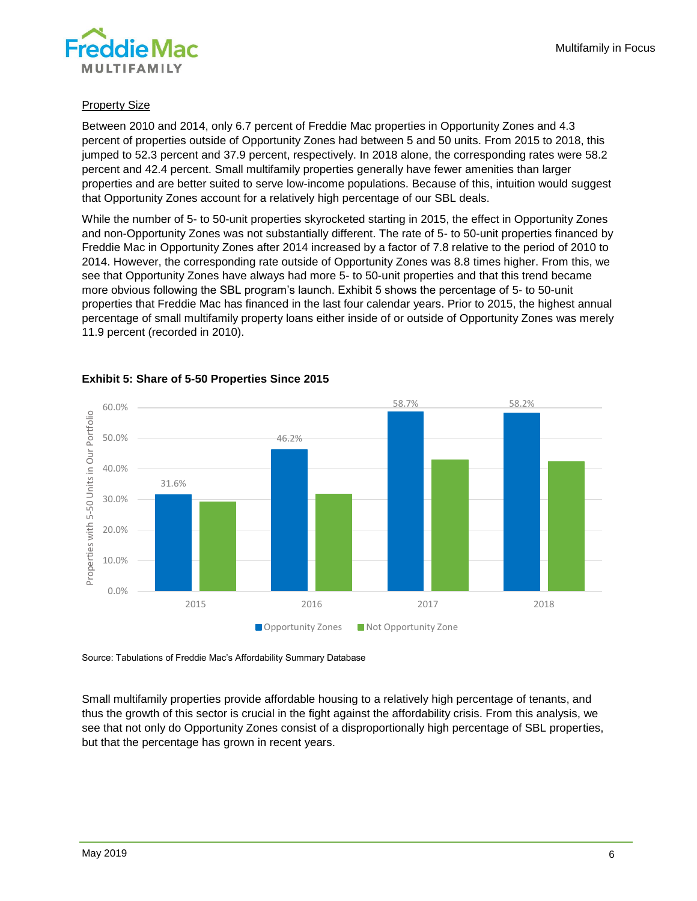Property Size

Between 2010 and 2014, only 6.7 percent of Freddie Mac properties in Opportunity Zones and 4.3 percent of properties outside of Opportunity Zones had between 5 and 50 units. From 2015 to 2018, this jumped to 52.3 percent and 37.9 percent, respectively. In 2018 alone, the corresponding rates were 58.2 percent and 42.4 percent. Small multifamily properties generally have fewer amenities than larger properties and are better suited to serve low-income populations. Because of this, intuition would suggest that Opportunity Zones account for a relatively high percentage of our SBL deals.

While the number of 5- to 50-unit properties skyrocketed starting in 2015, the effect in Opportunity Zones and non-Opportunity Zones was not substantially different. The rate of 5- to 50-unit properties financed by Freddie Mac in Opportunity Zones after 2014 increased by a factor of 7.8 relative to the period of 2010 to 2014. However, the corresponding rate outside of Opportunity Zones was 8.8 times higher. From this, we see that Opportunity Zones have always had more 5- to 50-unit properties and that this trend became more obvious following the SBL program's launch. Exhibit 5 shows the percentage of 5- to 50-unit properties that Freddie Mac has financed in the last four calendar years. Prior to 2015, the highest annual percentage of small multifamily property loans either inside of or outside of Opportunity Zones was merely 11.9 percent (recorded in 2010).

**Exhibit 5: Share of 5-50 Properties Since 2015**

| Year | Opportunity Zones | Not Opportunity Zone |
|---|---|---|
| 2015 | 31.6% | |
| 2016 | 46.2% | |
| 2017 | 58.7% | |
| 2018 | 58.2% | |

Source: Tabulations of Freddie Mac's Affordability Summary Database

Small multifamily properties provide affordable housing to a relatively high percentage of tenants, and thus the growth of this sector is crucial in the fight against the affordability crisis. From this analysis, we see that not only do Opportunity Zones consist of a disproportionally high percentage of SBL properties, but that the percentage has grown in recent years.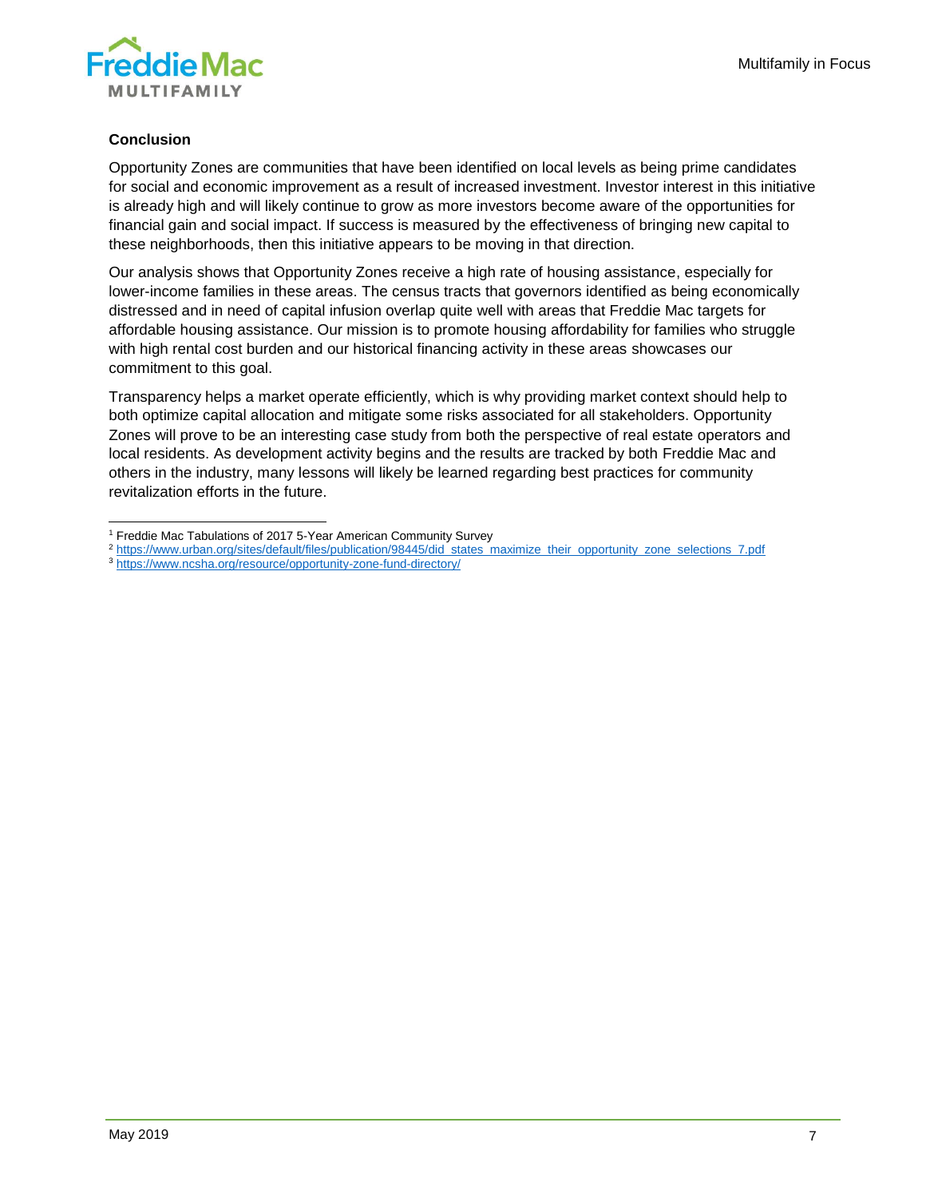### Conclusion

Opportunity Zones are communities that have been identified on local levels as being prime candidates for social and economic improvement as a result of increased investment. Investor interest in this initiative is already high and will likely continue to grow as more investors become aware of the opportunities for financial gain and social impact. If success is measured by the effectiveness of bringing new capital to these neighborhoods, then this initiative appears to be moving in that direction.

Our analysis shows that Opportunity Zones receive a high rate of housing assistance, especially for lower-income families in these areas. The census tracts that governors identified as being economically distressed and in need of capital infusion overlap quite well with areas that Freddie Mac targets for affordable housing assistance. Our mission is to promote housing affordability for families who struggle with high rental cost burden and our historical financing activity in these areas showcases our commitment to this goal.

Transparency helps a market operate efficiently, which is why providing market context should help to both optimize capital allocation and mitigate some risks associated for all stakeholders. Opportunity Zones will prove to be an interesting case study from both the perspective of real estate operators and local residents. As development activity begins and the results are tracked by both Freddie Mac and others in the industry, many lessons will likely be learned regarding best practices for community revitalization efforts in the future.

---

[1] Freddie Mac Tabulations of 2017 5-Year American Community Survey

[2] https://www.urban.org/sites/default/files/publication/98445/did_states_maximize_their_opportunity_zone_selections_7.pdf

[3] https://www.ncsha.org/resource/opportunity-zone-fund-directory/